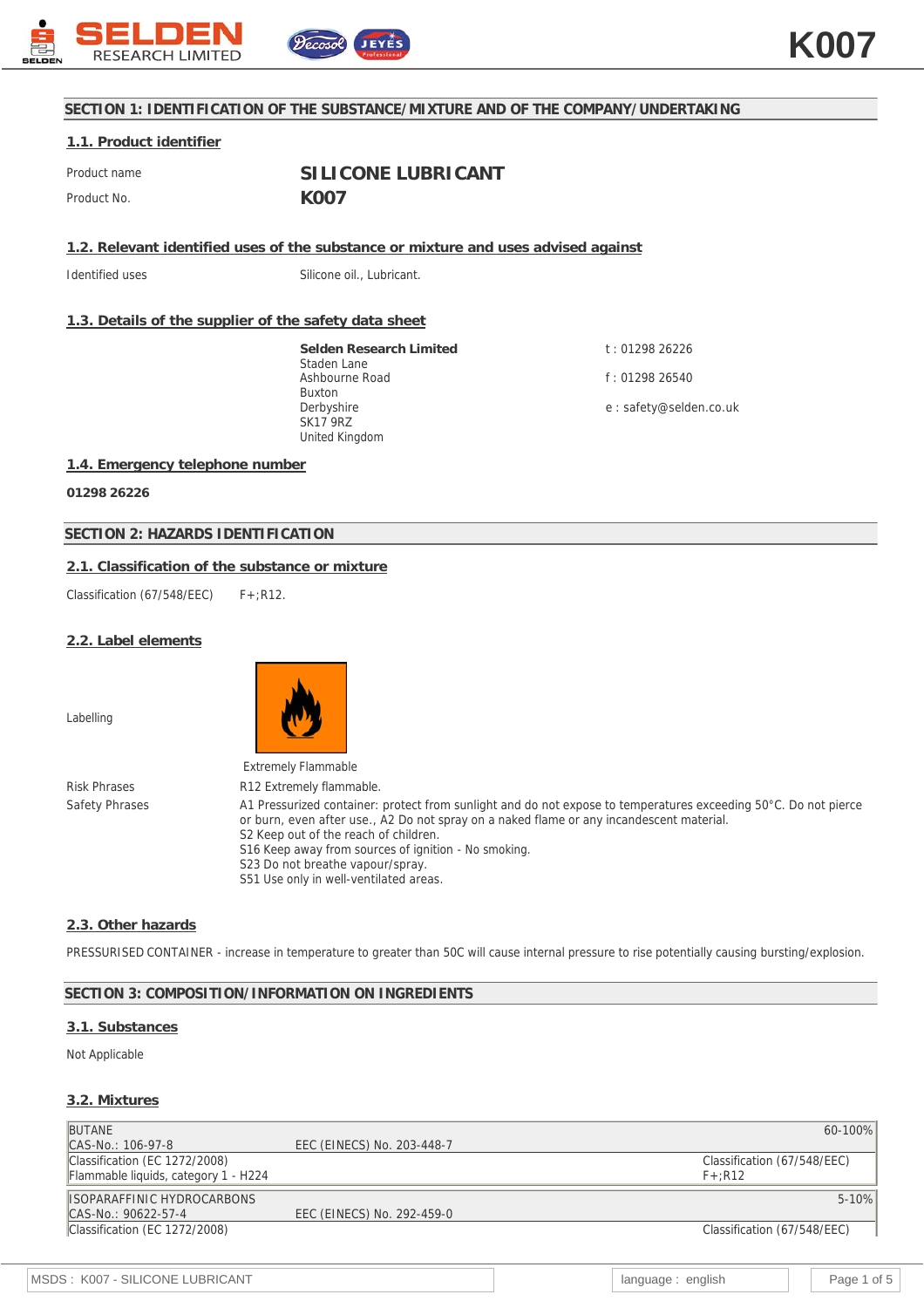# SECTION 1: IDENTIFICATION OF THE SUBSTANCE/MIXTURE AND OF THE COMPANY/UNDERTAKING

## 1.1. Product identifier

Product name **SILICONE LUBRICANT**

Product No. **K007**

## 1.2. Relevant identified uses of the substance or mixture and uses advised against

Identified uses Silicone oil., Lubricant.

## 1.3. Details of the supplier of the safety data sheet

**Selden Research Limited**
Staden Lane
Ashbourne Road
Buxton
Derbyshire
SK17 9RZ
United Kingdom

t : 01298 26226

f : 01298 26540

e : safety@selden.co.uk

## 1.4. Emergency telephone number

**01298 26226**

# SECTION 2: HAZARDS IDENTIFICATION

## 2.1. Classification of the substance or mixture

Classification (67/548/EEC) F+;R12.

## 2.2. Label elements

Labelling

Extremely Flammable

Risk Phrases R12 Extremely flammable.

Safety Phrases
A1 Pressurized container: protect from sunlight and do not expose to temperatures exceeding 50°C. Do not pierce or burn, even after use., A2 Do not spray on a naked flame or any incandescent material.
S2 Keep out of the reach of children.
S16 Keep away from sources of ignition - No smoking.
S23 Do not breathe vapour/spray.
S51 Use only in well-ventilated areas.

## 2.3. Other hazards

PRESSURISED CONTAINER - increase in temperature to greater than 50C will cause internal pressure to rise potentially causing bursting/explosion.

# SECTION 3: COMPOSITION/INFORMATION ON INGREDIENTS

## 3.1. Substances

Not Applicable

## 3.2. Mixtures

| BUTANE | | 60-100% |
|---|---|---|
| CAS-No.: 106-97-8 | EEC (EINECS) No. 203-448-7 | |
| Classification (EC 1272/2008) Flammable liquids, category 1 - H224 | | Classification (67/548/EEC) F+;R12 |

| ISOPARAFFINIC HYDROCARBONS | | 5-10% |
|---|---|---|
| CAS-No.: 90622-57-4 | EEC (EINECS) No. 292-459-0 | |
| Classification (EC 1272/2008) | | Classification (67/548/EEC) |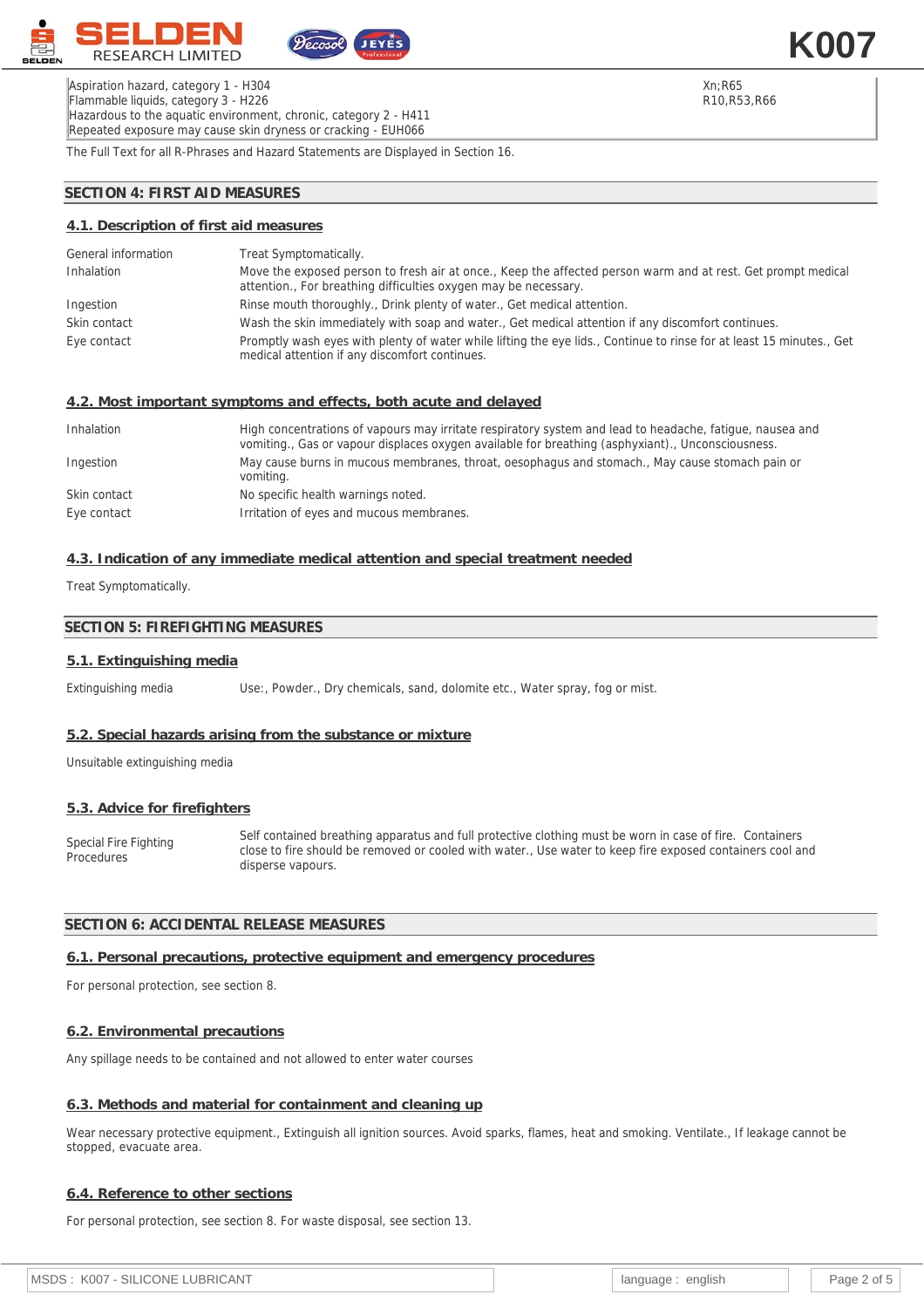| | |
|---|---|
| Aspiration hazard, category 1 - H304<br>Flammable liquids, category 3 - H226<br>Hazardous to the aquatic environment, chronic, category 2 - H411<br>Repeated exposure may cause skin dryness or cracking - EUH066 | Xn;R65<br>R10,R53,R66 |

The Full Text for all R-Phrases and Hazard Statements are Displayed in Section 16.

## SECTION 4: FIRST AID MEASURES

### 4.1. Description of first aid measures

| | |
|---|---|
| General information | Treat Symptomatically. |
| Inhalation | Move the exposed person to fresh air at once., Keep the affected person warm and at rest. Get prompt medical attention., For breathing difficulties oxygen may be necessary. |
| Ingestion | Rinse mouth thoroughly., Drink plenty of water., Get medical attention. |
| Skin contact | Wash the skin immediately with soap and water., Get medical attention if any discomfort continues. |
| Eye contact | Promptly wash eyes with plenty of water while lifting the eye lids., Continue to rinse for at least 15 minutes., Get medical attention if any discomfort continues. |

### 4.2. Most important symptoms and effects, both acute and delayed

| | |
|---|---|
| Inhalation | High concentrations of vapours may irritate respiratory system and lead to headache, fatigue, nausea and vomiting., Gas or vapour displaces oxygen available for breathing (asphyxiant)., Unconsciousness. |
| Ingestion | May cause burns in mucous membranes, throat, oesophagus and stomach., May cause stomach pain or vomiting. |
| Skin contact | No specific health warnings noted. |
| Eye contact | Irritation of eyes and mucous membranes. |

### 4.3. Indication of any immediate medical attention and special treatment needed

Treat Symptomatically.

## SECTION 5: FIREFIGHTING MEASURES

### 5.1. Extinguishing media

| | |
|---|---|
| Extinguishing media | Use:, Powder., Dry chemicals, sand, dolomite etc., Water spray, fog or mist. |

### 5.2. Special hazards arising from the substance or mixture

Unsuitable extinguishing media

### 5.3. Advice for firefighters

| | |
|---|---|
| Special Fire Fighting Procedures | Self contained breathing apparatus and full protective clothing must be worn in case of fire. Containers close to fire should be removed or cooled with water., Use water to keep fire exposed containers cool and disperse vapours. |

## SECTION 6: ACCIDENTAL RELEASE MEASURES

### 6.1. Personal precautions, protective equipment and emergency procedures

For personal protection, see section 8.

### 6.2. Environmental precautions

Any spillage needs to be contained and not allowed to enter water courses

### 6.3. Methods and material for containment and cleaning up

Wear necessary protective equipment., Extinguish all ignition sources. Avoid sparks, flames, heat and smoking. Ventilate., If leakage cannot be stopped, evacuate area.

### 6.4. Reference to other sections

For personal protection, see section 8. For waste disposal, see section 13.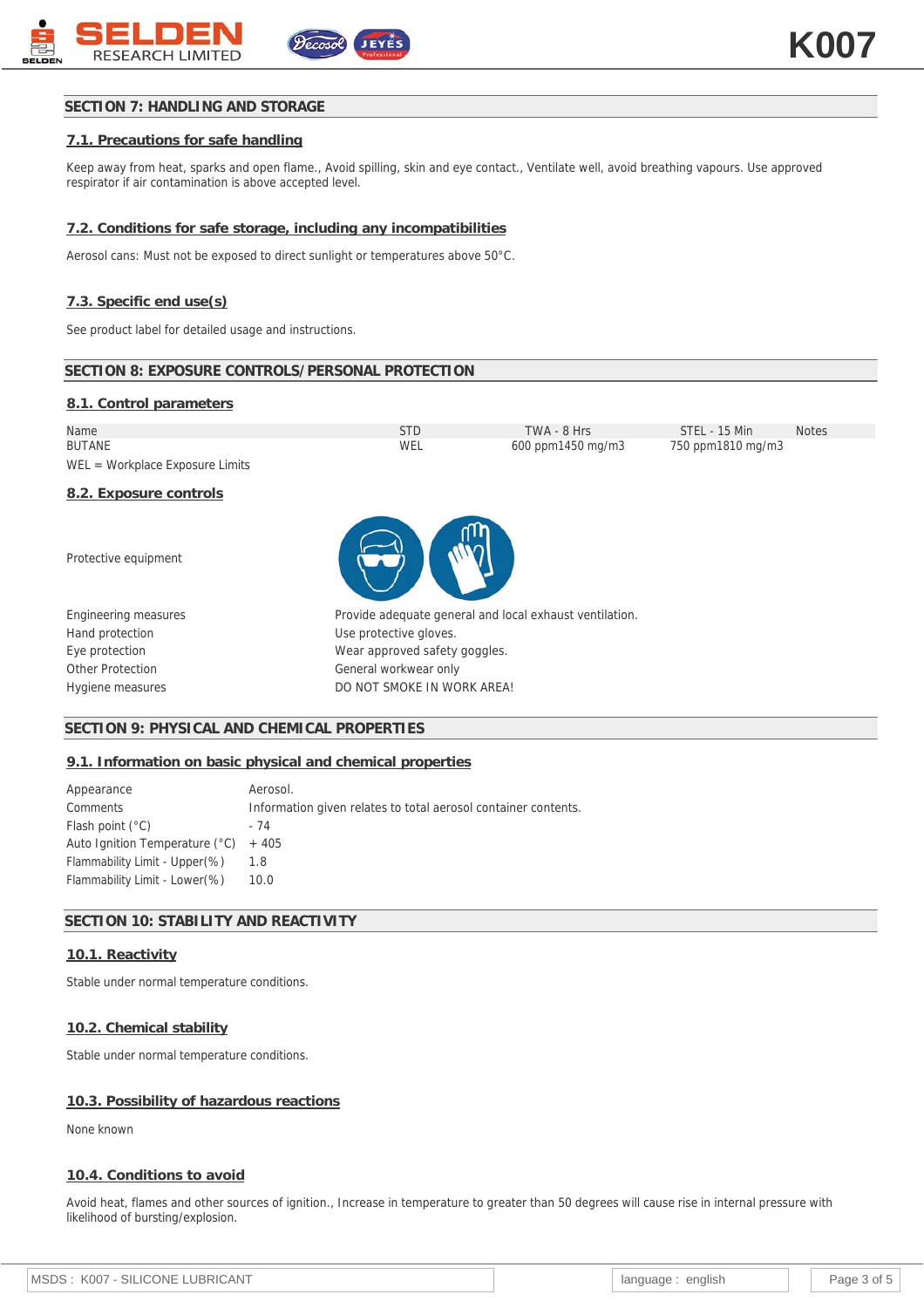## SECTION 7: HANDLING AND STORAGE

### 7.1. Precautions for safe handling

Keep away from heat, sparks and open flame., Avoid spilling, skin and eye contact., Ventilate well, avoid breathing vapours. Use approved respirator if air contamination is above accepted level.

### 7.2. Conditions for safe storage, including any incompatibilities

Aerosol cans: Must not be exposed to direct sunlight or temperatures above 50°C.

### 7.3. Specific end use(s)

See product label for detailed usage and instructions.

## SECTION 8: EXPOSURE CONTROLS/PERSONAL PROTECTION

### 8.1. Control parameters

| Name | STD | TWA - 8 Hrs | STEL - 15 Min | Notes |
|---|---|---|---|---|
| BUTANE | WEL | 600 ppm1450 mg/m3 | 750 ppm1810 mg/m3 | |

WEL = Workplace Exposure Limits

### 8.2. Exposure controls

| | |
|---|---|
| Protective equipment | |
| Engineering measures | Provide adequate general and local exhaust ventilation. |
| Hand protection | Use protective gloves. |
| Eye protection | Wear approved safety goggles. |
| Other Protection | General workwear only |
| Hygiene measures | DO NOT SMOKE IN WORK AREA! |

## SECTION 9: PHYSICAL AND CHEMICAL PROPERTIES

### 9.1. Information on basic physical and chemical properties

| | |
|---|---|
| Appearance | Aerosol. |
| Comments | Information given relates to total aerosol container contents. |
| Flash point (°C) | - 74 |
| Auto Ignition Temperature (°C) | + 405 |
| Flammability Limit - Upper(%) | 1.8 |
| Flammability Limit - Lower(%) | 10.0 |

## SECTION 10: STABILITY AND REACTIVITY

### 10.1. Reactivity

Stable under normal temperature conditions.

### 10.2. Chemical stability

Stable under normal temperature conditions.

### 10.3. Possibility of hazardous reactions

None known

### 10.4. Conditions to avoid

Avoid heat, flames and other sources of ignition., Increase in temperature to greater than 50 degrees will cause rise in internal pressure with likelihood of bursting/explosion.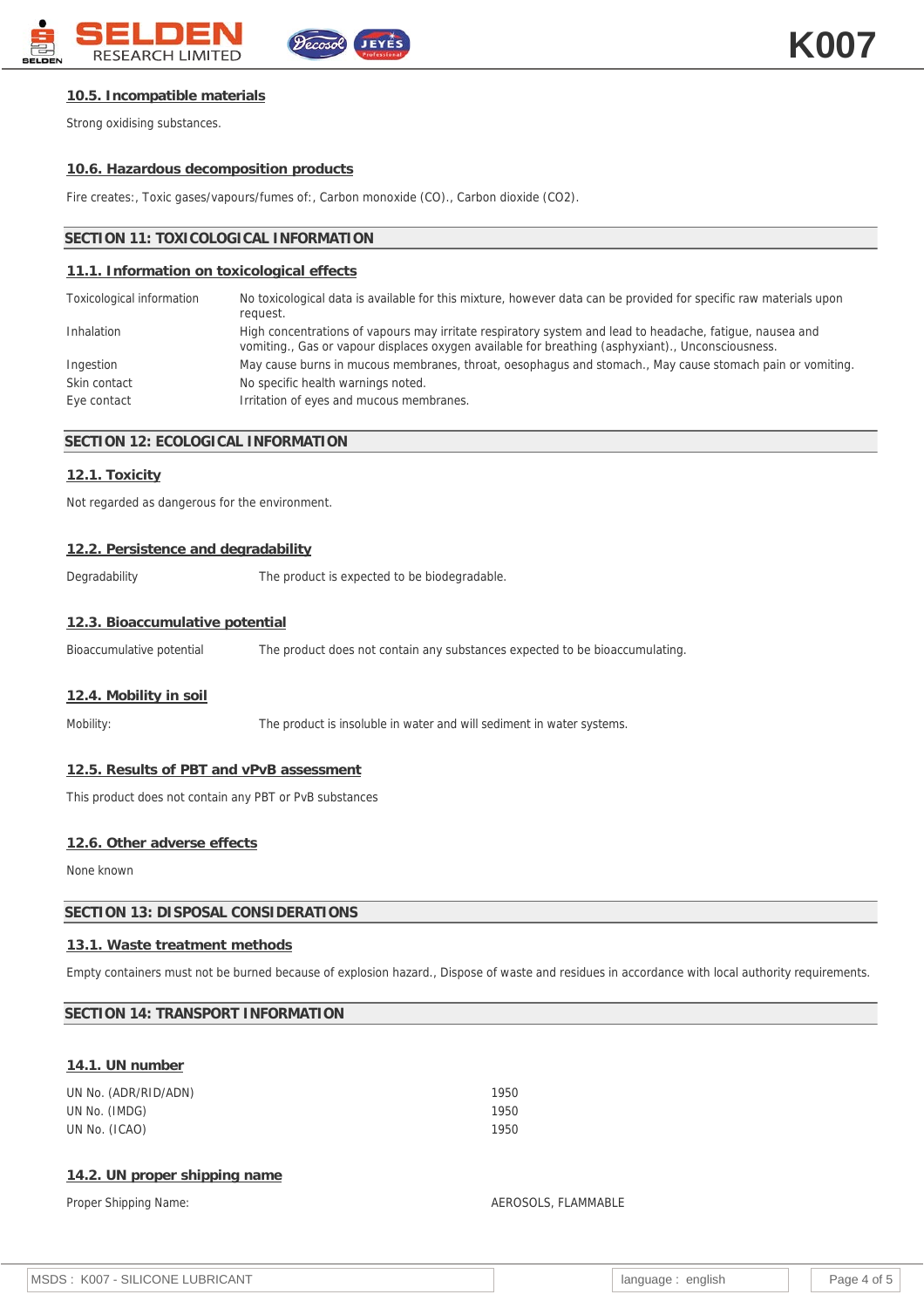### 10.5. Incompatible materials

Strong oxidising substances.

### 10.6. Hazardous decomposition products

Fire creates:, Toxic gases/vapours/fumes of:, Carbon monoxide (CO)., Carbon dioxide (CO2).

## SECTION 11: TOXICOLOGICAL INFORMATION

### 11.1. Information on toxicological effects

| | |
|---|---|
| Toxicological information | No toxicological data is available for this mixture, however data can be provided for specific raw materials upon request. |
| Inhalation | High concentrations of vapours may irritate respiratory system and lead to headache, fatigue, nausea and vomiting., Gas or vapour displaces oxygen available for breathing (asphyxiant)., Unconsciousness. |
| Ingestion | May cause burns in mucous membranes, throat, oesophagus and stomach., May cause stomach pain or vomiting. |
| Skin contact | No specific health warnings noted. |
| Eye contact | Irritation of eyes and mucous membranes. |

## SECTION 12: ECOLOGICAL INFORMATION

### 12.1. Toxicity

Not regarded as dangerous for the environment.

### 12.2. Persistence and degradability

Degradability — The product is expected to be biodegradable.

### 12.3. Bioaccumulative potential

Bioaccumulative potential — The product does not contain any substances expected to be bioaccumulating.

### 12.4. Mobility in soil

Mobility: — The product is insoluble in water and will sediment in water systems.

### 12.5. Results of PBT and vPvB assessment

This product does not contain any PBT or PvB substances

### 12.6. Other adverse effects

None known

## SECTION 13: DISPOSAL CONSIDERATIONS

### 13.1. Waste treatment methods

Empty containers must not be burned because of explosion hazard., Dispose of waste and residues in accordance with local authority requirements.

## SECTION 14: TRANSPORT INFORMATION

### 14.1. UN number

| | |
|---|---|
| UN No. (ADR/RID/ADN) | 1950 |
| UN No. (IMDG) | 1950 |
| UN No. (ICAO) | 1950 |

### 14.2. UN proper shipping name

Proper Shipping Name: — AEROSOLS, FLAMMABLE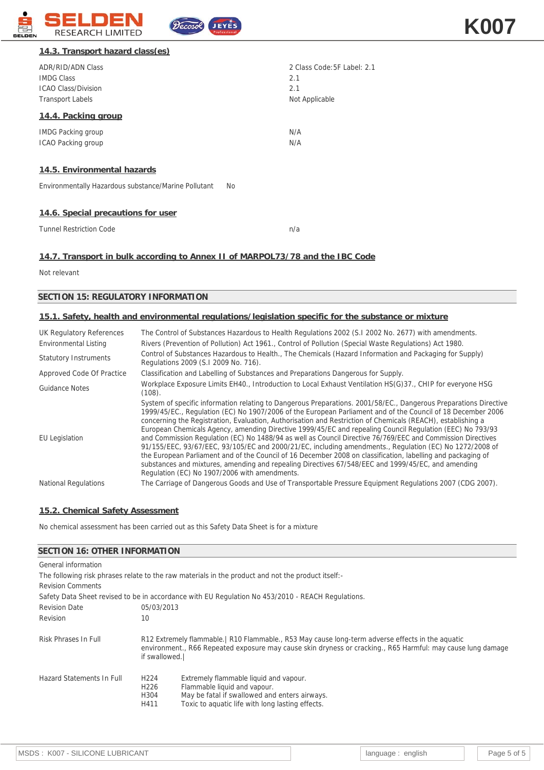### 14.3. Transport hazard class(es)

| | |
|---|---|
| ADR/RID/ADN Class | 2 Class Code:5F Label: 2.1 |
| IMDG Class | 2.1 |
| ICAO Class/Division | 2.1 |
| Transport Labels | Not Applicable |

### 14.4. Packing group

| | |
|---|---|
| IMDG Packing group | N/A |
| ICAO Packing group | N/A |

### 14.5. Environmental hazards

Environmentally Hazardous substance/Marine Pollutant No

### 14.6. Special precautions for user

| | |
|---|---|
| Tunnel Restriction Code | n/a |

### 14.7. Transport in bulk according to Annex II of MARPOL73/78 and the IBC Code

Not relevant

## SECTION 15: REGULATORY INFORMATION

### 15.1. Safety, health and environmental regulations/legislation specific for the substance or mixture

| | |
|---|---|
| UK Regulatory References | The Control of Substances Hazardous to Health Regulations 2002 (S.I 2002 No. 2677) with amendments. |
| Environmental Listing | Rivers (Prevention of Pollution) Act 1961., Control of Pollution (Special Waste Regulations) Act 1980. |
| Statutory Instruments | Control of Substances Hazardous to Health., The Chemicals (Hazard Information and Packaging for Supply) Regulations 2009 (S.I 2009 No. 716). |
| Approved Code Of Practice | Classification and Labelling of Substances and Preparations Dangerous for Supply. |
| Guidance Notes | Workplace Exposure Limits EH40., Introduction to Local Exhaust Ventilation HS(G)37., CHIP for everyone HSG (108). |
| EU Legislation | System of specific information relating to Dangerous Preparations. 2001/58/EC., Dangerous Preparations Directive 1999/45/EC., Regulation (EC) No 1907/2006 of the European Parliament and of the Council of 18 December 2006 concerning the Registration, Evaluation, Authorisation and Restriction of Chemicals (REACH), establishing a European Chemicals Agency, amending Directive 1999/45/EC and repealing Council Regulation (EEC) No 793/93 and Commission Regulation (EC) No 1488/94 as well as Council Directive 76/769/EEC and Commission Directives 91/155/EEC, 93/67/EEC, 93/105/EC and 2000/21/EC, including amendments., Regulation (EC) No 1272/2008 of the European Parliament and of the Council of 16 December 2008 on classification, labelling and packaging of substances and mixtures, amending and repealing Directives 67/548/EEC and 1999/45/EC, and amending Regulation (EC) No 1907/2006 with amendments. |
| National Regulations | The Carriage of Dangerous Goods and Use of Transportable Pressure Equipment Regulations 2007 (CDG 2007). |

### 15.2. Chemical Safety Assessment

No chemical assessment has been carried out as this Safety Data Sheet is for a mixture

## SECTION 16: OTHER INFORMATION

General information

The following risk phrases relate to the raw materials in the product and not the product itself:-

Revision Comments

Safety Data Sheet revised to be in accordance with EU Regulation No 453/2010 - REACH Regulations.

| | |
|---|---|
| Revision Date | 05/03/2013 |
| Revision | 10 |

| | |
|---|---|
| Risk Phrases In Full | R12 Extremely flammable.\| R10 Flammable., R53 May cause long-term adverse effects in the aquatic environment., R66 Repeated exposure may cause skin dryness or cracking., R65 Harmful: may cause lung damage if swallowed.\| |

| Hazard Statements In Full | | |
|---|---|---|
| | H224 | Extremely flammable liquid and vapour. |
| | H226 | Flammable liquid and vapour. |
| | H304 | May be fatal if swallowed and enters airways. |
| | H411 | Toxic to aquatic life with long lasting effects. |